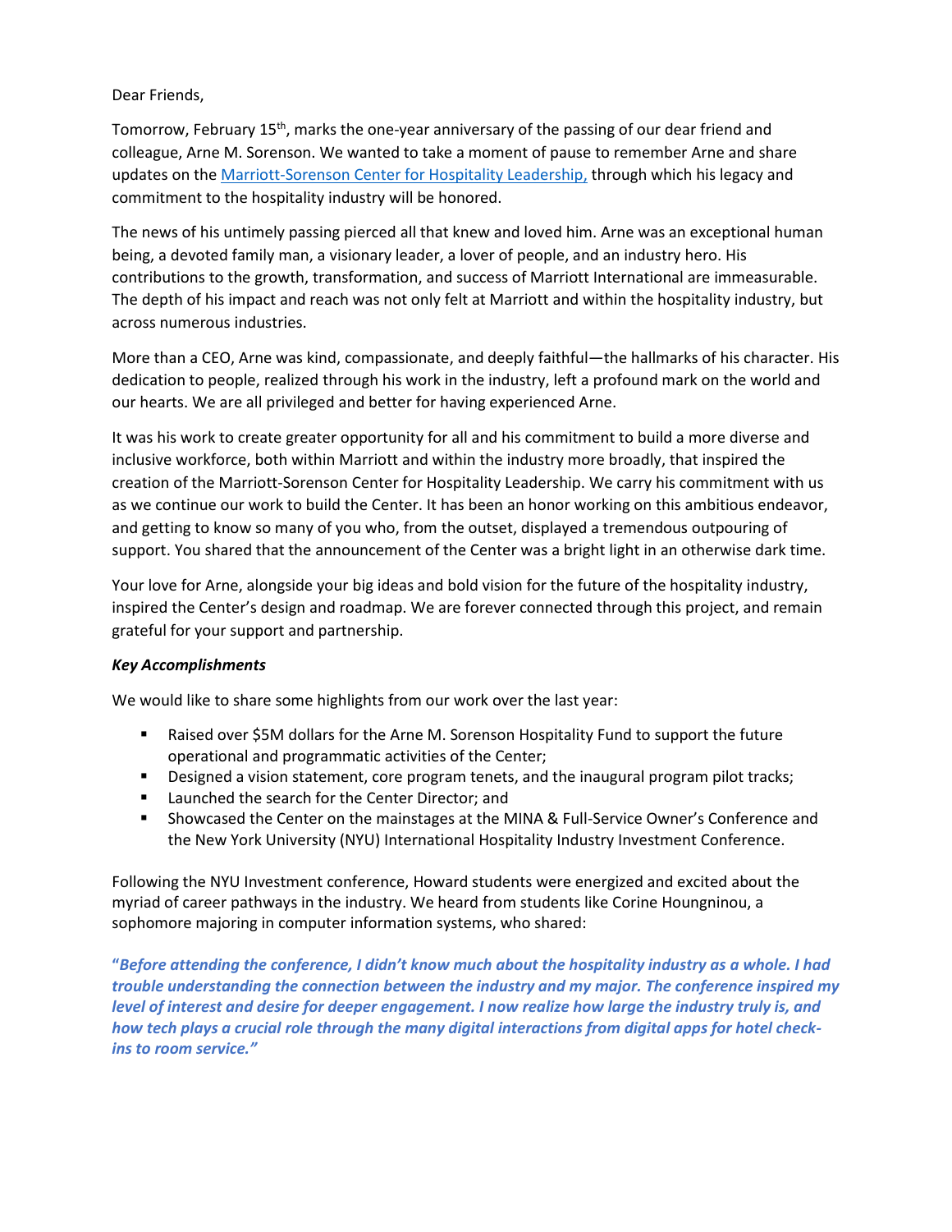Dear Friends,

Tomorrow, February 15th, marks the one-year anniversary of the passing of our dear friend and colleague, Arne M. Sorenson. We wanted to take a moment of pause to remember Arne and share updates on the [Marriott-Sorenson Center for Hospitality Leadership,](#) through which his legacy and commitment to the hospitality industry will be honored.

The news of his untimely passing pierced all that knew and loved him. Arne was an exceptional human being, a devoted family man, a visionary leader, a lover of people, and an industry hero. His contributions to the growth, transformation, and success of Marriott International are immeasurable. The depth of his impact and reach was not only felt at Marriott and within the hospitality industry, but across numerous industries.

More than a CEO, Arne was kind, compassionate, and deeply faithful—the hallmarks of his character. His dedication to people, realized through his work in the industry, left a profound mark on the world and our hearts. We are all privileged and better for having experienced Arne.

It was his work to create greater opportunity for all and his commitment to build a more diverse and inclusive workforce, both within Marriott and within the industry more broadly, that inspired the creation of the Marriott-Sorenson Center for Hospitality Leadership. We carry his commitment with us as we continue our work to build the Center. It has been an honor working on this ambitious endeavor, and getting to know so many of you who, from the outset, displayed a tremendous outpouring of support. You shared that the announcement of the Center was a bright light in an otherwise dark time.

Your love for Arne, alongside your big ideas and bold vision for the future of the hospitality industry, inspired the Center's design and roadmap. We are forever connected through this project, and remain grateful for your support and partnership.

***Key Accomplishments***

We would like to share some highlights from our work over the last year:

- Raised over $5M dollars for the Arne M. Sorenson Hospitality Fund to support the future operational and programmatic activities of the Center;
- Designed a vision statement, core program tenets, and the inaugural program pilot tracks;
- Launched the search for the Center Director; and
- Showcased the Center on the mainstages at the MINA & Full-Service Owner's Conference and the New York University (NYU) International Hospitality Industry Investment Conference.

Following the NYU Investment conference, Howard students were energized and excited about the myriad of career pathways in the industry. We heard from students like Corine Houngninou, a sophomore majoring in computer information systems, who shared:

***"Before attending the conference, I didn't know much about the hospitality industry as a whole. I had trouble understanding the connection between the industry and my major. The conference inspired my level of interest and desire for deeper engagement. I now realize how large the industry truly is, and how tech plays a crucial role through the many digital interactions from digital apps for hotel check-ins to room service."***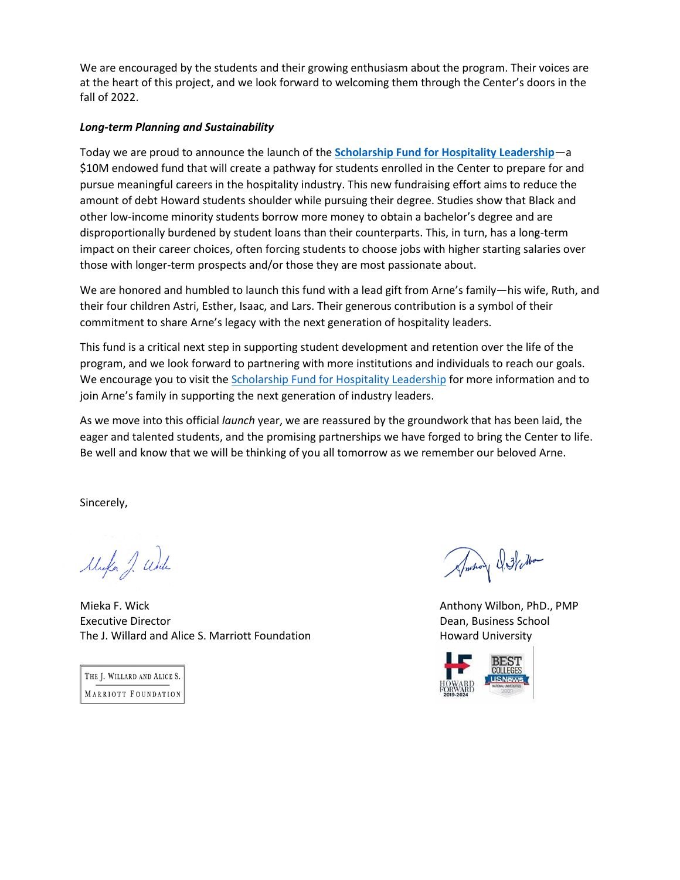We are encouraged by the students and their growing enthusiasm about the program. Their voices are at the heart of this project, and we look forward to welcoming them through the Center's doors in the fall of 2022.

***Long-term Planning and Sustainability***

Today we are proud to announce the launch of the **Scholarship Fund for Hospitality Leadership**—a $10M endowed fund that will create a pathway for students enrolled in the Center to prepare for and pursue meaningful careers in the hospitality industry. This new fundraising effort aims to reduce the amount of debt Howard students shoulder while pursuing their degree. Studies show that Black and other low-income minority students borrow more money to obtain a bachelor's degree and are disproportionally burdened by student loans than their counterparts. This, in turn, has a long-term impact on their career choices, often forcing students to choose jobs with higher starting salaries over those with longer-term prospects and/or those they are most passionate about.

We are honored and humbled to launch this fund with a lead gift from Arne's family—his wife, Ruth, and their four children Astri, Esther, Isaac, and Lars. Their generous contribution is a symbol of their commitment to share Arne's legacy with the next generation of hospitality leaders.

This fund is a critical next step in supporting student development and retention over the life of the program, and we look forward to partnering with more institutions and individuals to reach our goals. We encourage you to visit the Scholarship Fund for Hospitality Leadership for more information and to join Arne's family in supporting the next generation of industry leaders.

As we move into this official *launch* year, we are reassured by the groundwork that has been laid, the eager and talented students, and the promising partnerships we have forged to bring the Center to life. Be well and know that we will be thinking of you all tomorrow as we remember our beloved Arne.

Sincerely,

Mieka F. Wick
Executive Director
The J. Willard and Alice S. Marriott Foundation

The J. Willard and Alice S. Marriott Foundation

Anthony Wilbon, PhD., PMP
Dean, Business School
Howard University

Howard Forward 2019-2024

Best Colleges USNews National Universities 2021